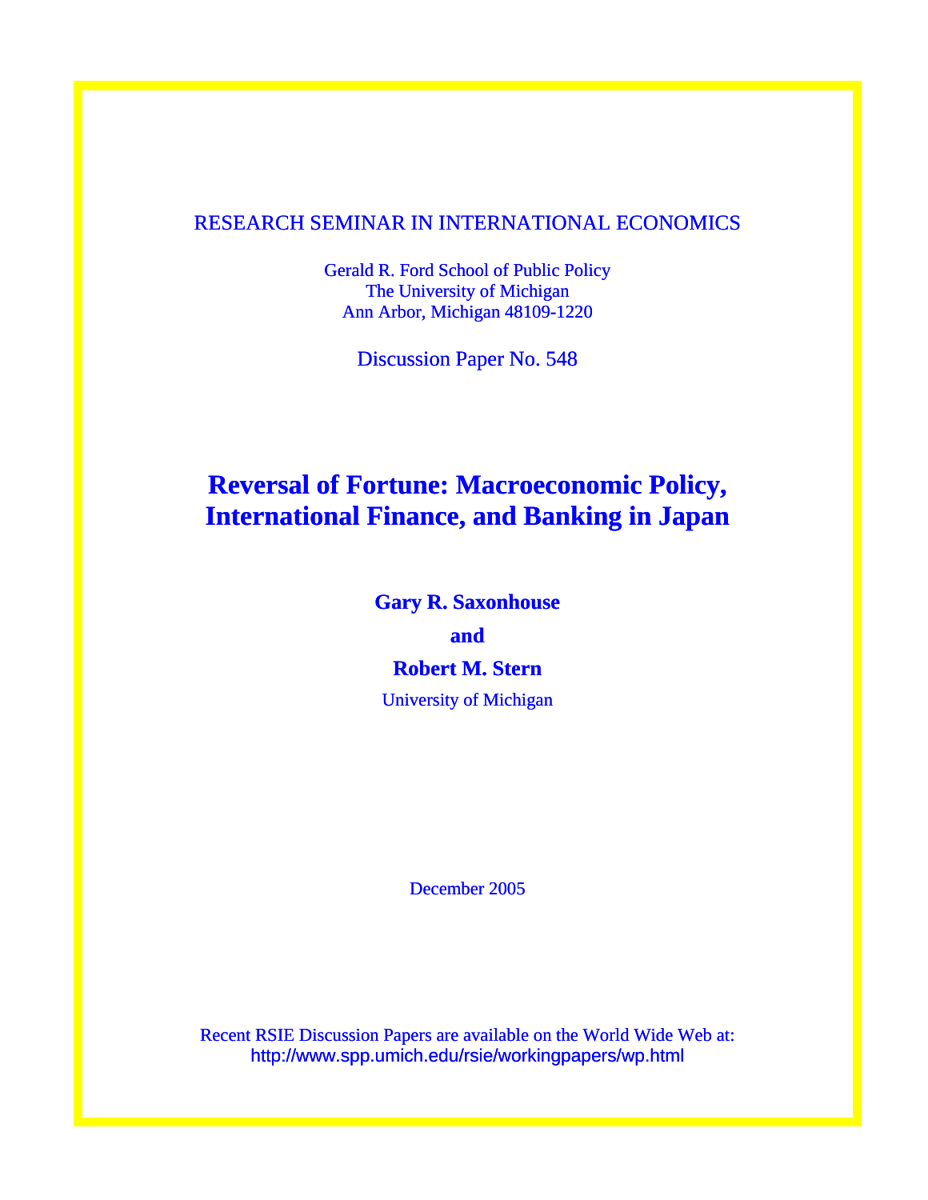RESEARCH SEMINAR IN INTERNATIONAL ECONOMICS

Gerald R. Ford School of Public Policy
The University of Michigan
Ann Arbor, Michigan 48109-1220

Discussion Paper No. 548

# Reversal of Fortune: Macroeconomic Policy, International Finance, and Banking in Japan

**Gary R. Saxonhouse**

**and**

**Robert M. Stern**

University of Michigan

December 2005

Recent RSIE Discussion Papers are available on the World Wide Web at:
http://www.spp.umich.edu/rsie/workingpapers/wp.html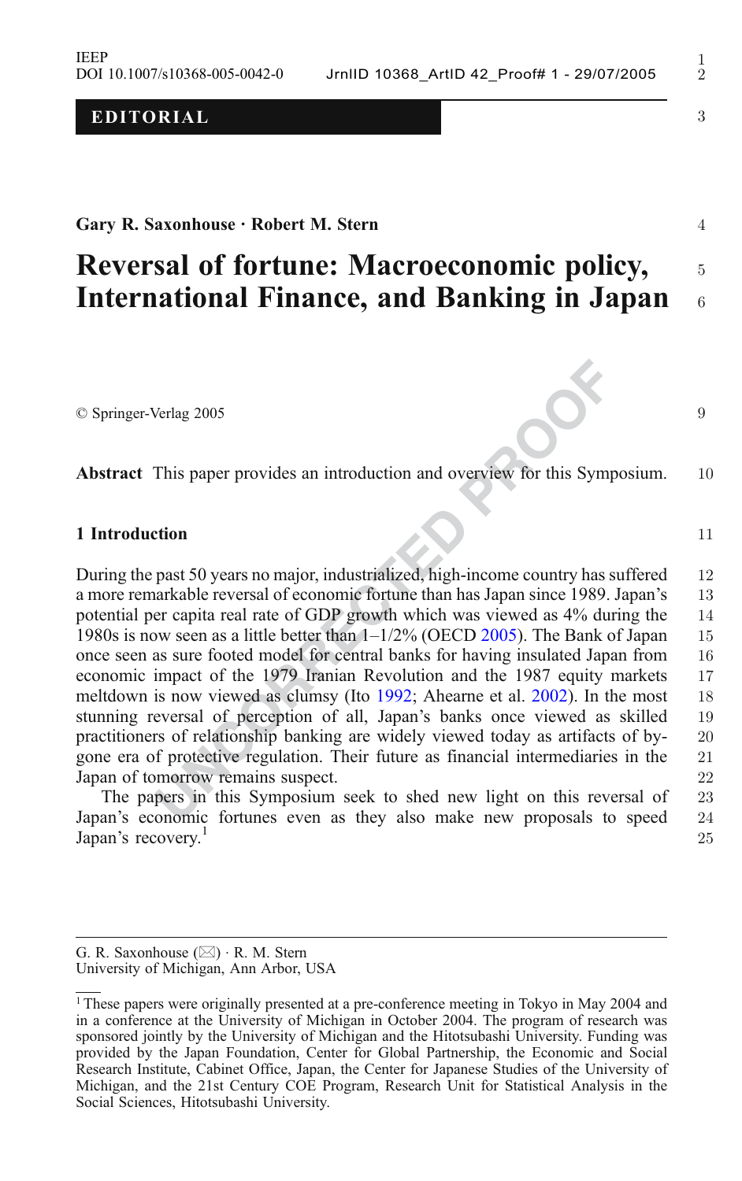**EDITORIAL**

**Gary R. Saxonhouse · Robert M. Stern**

# Reversal of fortune: Macroeconomic policy, International Finance, and Banking in Japan

© Springer-Verlag 2005

**Abstract** This paper provides an introduction and overview for this Symposium.

## 1 Introduction

During the past 50 years no major, industrialized, high-income country has suffered a more remarkable reversal of economic fortune than has Japan since 1989. Japan's potential per capita real rate of GDP growth which was viewed as 4% during the 1980s is now seen as a little better than 1–1/2% (OECD 2005). The Bank of Japan once seen as sure footed model for central banks for having insulated Japan from economic impact of the 1979 Iranian Revolution and the 1987 equity markets meltdown is now viewed as clumsy (Ito 1992; Ahearne et al. 2002). In the most stunning reversal of perception of all, Japan's banks once viewed as skilled practitioners of relationship banking are widely viewed today as artifacts of by-gone era of protective regulation. Their future as financial intermediaries in the Japan of tomorrow remains suspect.

The papers in this Symposium seek to shed new light on this reversal of Japan's economic fortunes even as they also make new proposals to speed Japan's recovery.[1]

G. R. Saxonhouse (✉) · R. M. Stern
University of Michigan, Ann Arbor, USA

[1] These papers were originally presented at a pre-conference meeting in Tokyo in May 2004 and in a conference at the University of Michigan in October 2004. The program of research was sponsored jointly by the University of Michigan and the Hitotsubashi University. Funding was provided by the Japan Foundation, Center for Global Partnership, the Economic and Social Research Institute, Cabinet Office, Japan, the Center for Japanese Studies of the University of Michigan, and the 21st Century COE Program, Research Unit for Statistical Analysis in the Social Sciences, Hitotsubashi University.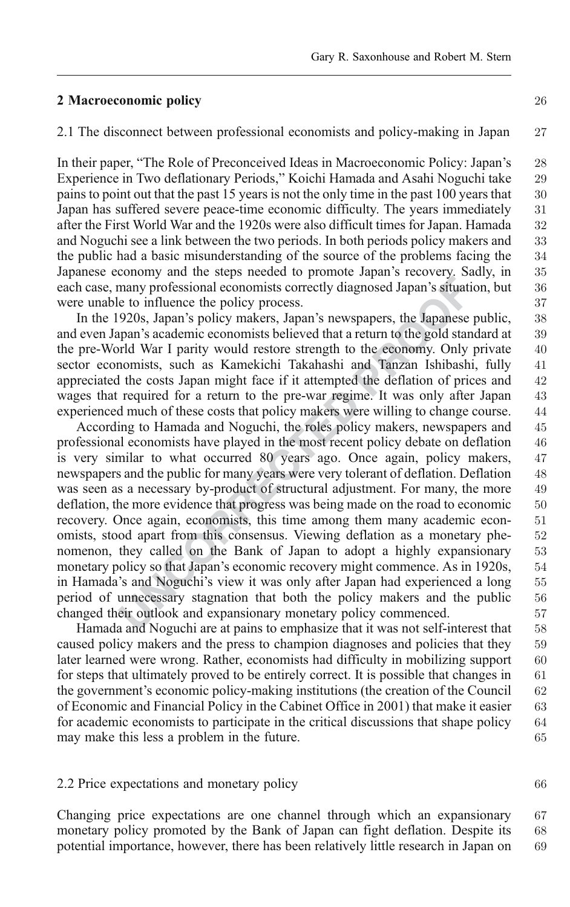## 2 Macroeconomic policy

### 2.1 The disconnect between professional economists and policy-making in Japan

In their paper, "The Role of Preconceived Ideas in Macroeconomic Policy: Japan's Experience in Two deflationary Periods," Koichi Hamada and Asahi Noguchi take pains to point out that the past 15 years is not the only time in the past 100 years that Japan has suffered severe peace-time economic difficulty. The years immediately after the First World War and the 1920s were also difficult times for Japan. Hamada and Noguchi see a link between the two periods. In both periods policy makers and the public had a basic misunderstanding of the source of the problems facing the Japanese economy and the steps needed to promote Japan's recovery. Sadly, in each case, many professional economists correctly diagnosed Japan's situation, but were unable to influence the policy process.

In the 1920s, Japan's policy makers, Japan's newspapers, the Japanese public, and even Japan's academic economists believed that a return to the gold standard at the pre-World War I parity would restore strength to the economy. Only private sector economists, such as Kamekichi Takahashi and Tanzan Ishibashi, fully appreciated the costs Japan might face if it attempted the deflation of prices and wages that required for a return to the pre-war regime. It was only after Japan experienced much of these costs that policy makers were willing to change course.

According to Hamada and Noguchi, the roles policy makers, newspapers and professional economists have played in the most recent policy debate on deflation is very similar to what occurred 80 years ago. Once again, policy makers, newspapers and the public for many years were very tolerant of deflation. Deflation was seen as a necessary by-product of structural adjustment. For many, the more deflation, the more evidence that progress was being made on the road to economic recovery. Once again, economists, this time among them many academic economists, stood apart from this consensus. Viewing deflation as a monetary phenomenon, they called on the Bank of Japan to adopt a highly expansionary monetary policy so that Japan's economic recovery might commence. As in 1920s, in Hamada's and Noguchi's view it was only after Japan had experienced a long period of unnecessary stagnation that both the policy makers and the public changed their outlook and expansionary monetary policy commenced.

Hamada and Noguchi are at pains to emphasize that it was not self-interest that caused policy makers and the press to champion diagnoses and policies that they later learned were wrong. Rather, economists had difficulty in mobilizing support for steps that ultimately proved to be entirely correct. It is possible that changes in the government's economic policy-making institutions (the creation of the Council of Economic and Financial Policy in the Cabinet Office in 2001) that make it easier for academic economists to participate in the critical discussions that shape policy may make this less a problem in the future.

### 2.2 Price expectations and monetary policy

Changing price expectations are one channel through which an expansionary monetary policy promoted by the Bank of Japan can fight deflation. Despite its potential importance, however, there has been relatively little research in Japan on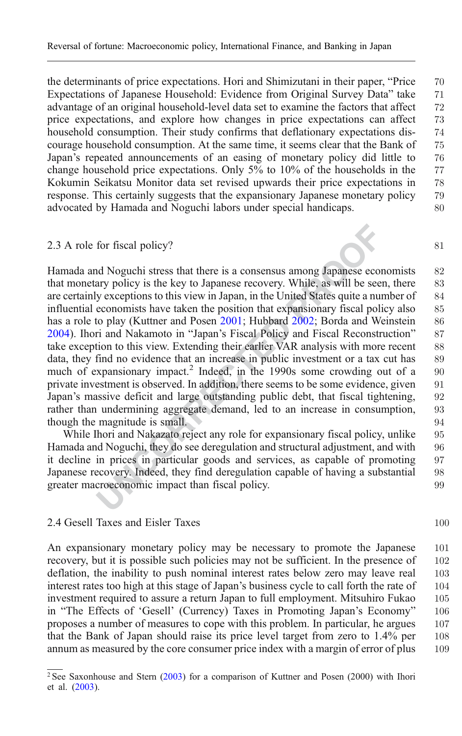the determinants of price expectations. Hori and Shimizutani in their paper, "Price Expectations of Japanese Household: Evidence from Original Survey Data" take advantage of an original household-level data set to examine the factors that affect price expectations, and explore how changes in price expectations can affect household consumption. Their study confirms that deflationary expectations discourage household consumption. At the same time, it seems clear that the Bank of Japan's repeated announcements of an easing of monetary policy did little to change household price expectations. Only 5% to 10% of the households in the Kokumin Seikatsu Monitor data set revised upwards their price expectations in response. This certainly suggests that the expansionary Japanese monetary policy advocated by Hamada and Noguchi labors under special handicaps.

### 2.3 A role for fiscal policy?

Hamada and Noguchi stress that there is a consensus among Japanese economists that monetary policy is the key to Japanese recovery. While, as will be seen, there are certainly exceptions to this view in Japan, in the United States quite a number of influential economists have taken the position that expansionary fiscal policy also has a role to play (Kuttner and Posen 2001; Hubbard 2002; Borda and Weinstein 2004). Ihori and Nakamoto in "Japan's Fiscal Policy and Fiscal Reconstruction" take exception to this view. Extending their earlier VAR analysis with more recent data, they find no evidence that an increase in public investment or a tax cut has much of expansionary impact.[2] Indeed, in the 1990s some crowding out of a private investment is observed. In addition, there seems to be some evidence, given Japan's massive deficit and large outstanding public debt, that fiscal tightening, rather than undermining aggregate demand, led to an increase in consumption, though the magnitude is small.

While Ihori and Nakazato reject any role for expansionary fiscal policy, unlike Hamada and Noguchi, they do see deregulation and structural adjustment, and with it decline in prices in particular goods and services, as capable of promoting Japanese recovery. Indeed, they find deregulation capable of having a substantial greater macroeconomic impact than fiscal policy.

### 2.4 Gesell Taxes and Eisler Taxes

An expansionary monetary policy may be necessary to promote the Japanese recovery, but it is possible such policies may not be sufficient. In the presence of deflation, the inability to push nominal interest rates below zero may leave real interest rates too high at this stage of Japan's business cycle to call forth the rate of investment required to assure a return Japan to full employment. Mitsuhiro Fukao in "The Effects of 'Gesell' (Currency) Taxes in Promoting Japan's Economy" proposes a number of measures to cope with this problem. In particular, he argues that the Bank of Japan should raise its price level target from zero to 1.4% per annum as measured by the core consumer price index with a margin of error of plus

[2] See Saxonhouse and Stern (2003) for a comparison of Kuttner and Posen (2000) with Ihori et al. (2003).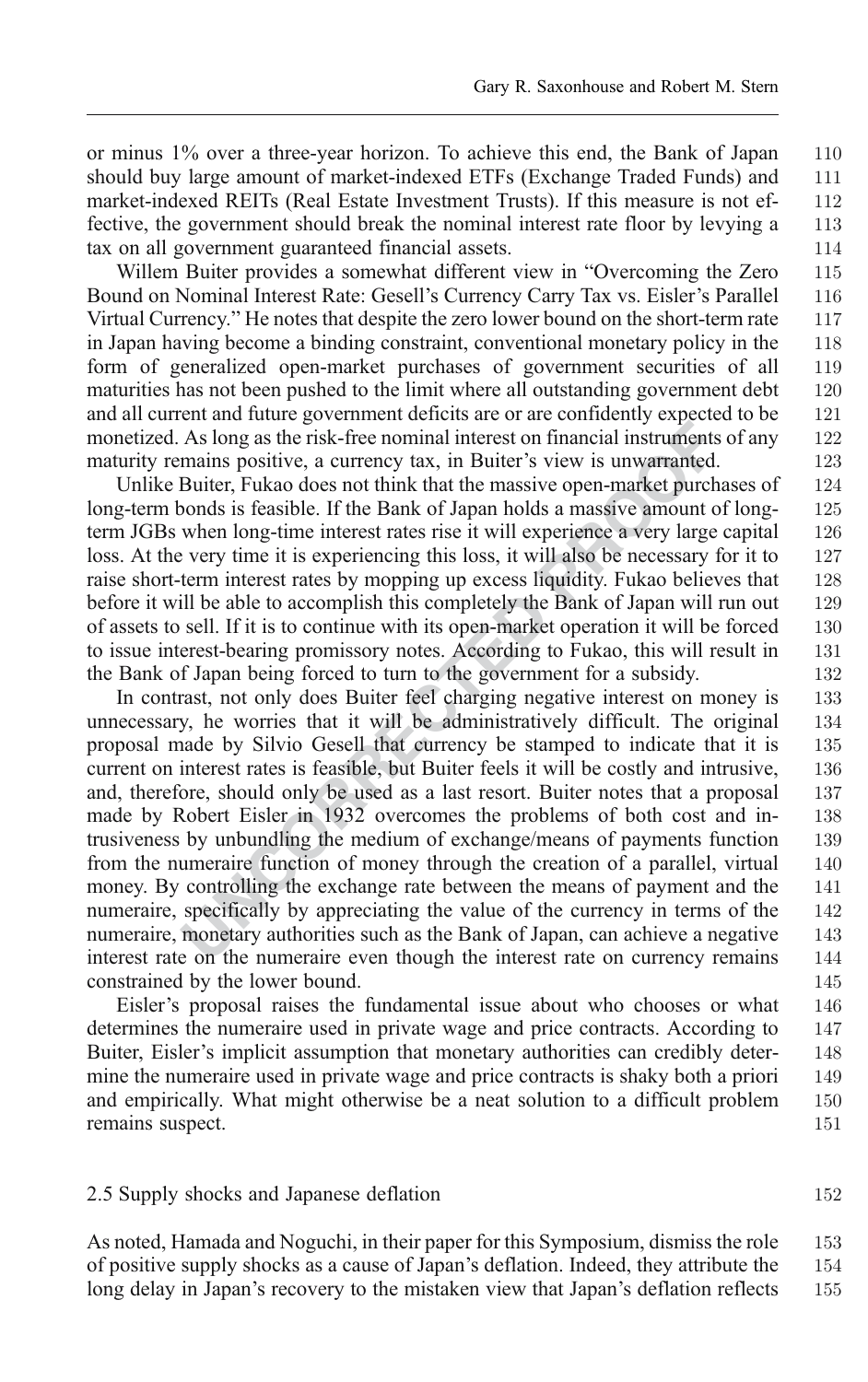or minus 1% over a three-year horizon. To achieve this end, the Bank of Japan should buy large amount of market-indexed ETFs (Exchange Traded Funds) and market-indexed REITs (Real Estate Investment Trusts). If this measure is not effective, the government should break the nominal interest rate floor by levying a tax on all government guaranteed financial assets.

Willem Buiter provides a somewhat different view in "Overcoming the Zero Bound on Nominal Interest Rate: Gesell's Currency Carry Tax vs. Eisler's Parallel Virtual Currency." He notes that despite the zero lower bound on the short-term rate in Japan having become a binding constraint, conventional monetary policy in the form of generalized open-market purchases of government securities of all maturities has not been pushed to the limit where all outstanding government debt and all current and future government deficits are or are confidently expected to be monetized. As long as the risk-free nominal interest on financial instruments of any maturity remains positive, a currency tax, in Buiter's view is unwarranted.

Unlike Buiter, Fukao does not think that the massive open-market purchases of long-term bonds is feasible. If the Bank of Japan holds a massive amount of long-term JGBs when long-time interest rates rise it will experience a very large capital loss. At the very time it is experiencing this loss, it will also be necessary for it to raise short-term interest rates by mopping up excess liquidity. Fukao believes that before it will be able to accomplish this completely the Bank of Japan will run out of assets to sell. If it is to continue with its open-market operation it will be forced to issue interest-bearing promissory notes. According to Fukao, this will result in the Bank of Japan being forced to turn to the government for a subsidy.

In contrast, not only does Buiter feel charging negative interest on money is unnecessary, he worries that it will be administratively difficult. The original proposal made by Silvio Gesell that currency be stamped to indicate that it is current on interest rates is feasible, but Buiter feels it will be costly and intrusive, and, therefore, should only be used as a last resort. Buiter notes that a proposal made by Robert Eisler in 1932 overcomes the problems of both cost and intrusiveness by unbundling the medium of exchange/means of payments function from the numeraire function of money through the creation of a parallel, virtual money. By controlling the exchange rate between the means of payment and the numeraire, specifically by appreciating the value of the currency in terms of the numeraire, monetary authorities such as the Bank of Japan, can achieve a negative interest rate on the numeraire even though the interest rate on currency remains constrained by the lower bound.

Eisler's proposal raises the fundamental issue about who chooses or what determines the numeraire used in private wage and price contracts. According to Buiter, Eisler's implicit assumption that monetary authorities can credibly determine the numeraire used in private wage and price contracts is shaky both a priori and empirically. What might otherwise be a neat solution to a difficult problem remains suspect.

## 2.5 Supply shocks and Japanese deflation

As noted, Hamada and Noguchi, in their paper for this Symposium, dismiss the role of positive supply shocks as a cause of Japan's deflation. Indeed, they attribute the long delay in Japan's recovery to the mistaken view that Japan's deflation reflects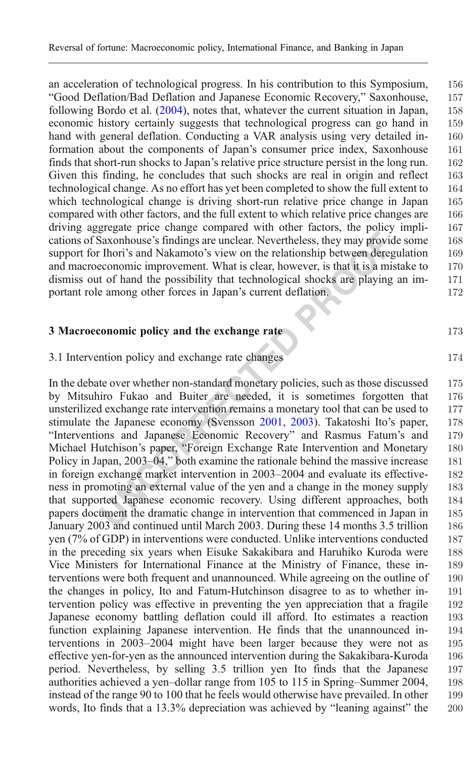an acceleration of technological progress. In his contribution to this Symposium, "Good Deflation/Bad Deflation and Japanese Economic Recovery," Saxonhouse, following Bordo et al. (2004), notes that, whatever the current situation in Japan, economic history certainly suggests that technological progress can go hand in hand with general deflation. Conducting a VAR analysis using very detailed information about the components of Japan's consumer price index, Saxonhouse finds that short-run shocks to Japan's relative price structure persist in the long run. Given this finding, he concludes that such shocks are real in origin and reflect technological change. As no effort has yet been completed to show the full extent to which technological change is driving short-run relative price change in Japan compared with other factors, and the full extent to which relative price changes are driving aggregate price change compared with other factors, the policy implications of Saxonhouse's findings are unclear. Nevertheless, they may provide some support for Ihori's and Nakamoto's view on the relationship between deregulation and macroeconomic improvement. What is clear, however, is that it is a mistake to dismiss out of hand the possibility that technological shocks are playing an important role among other forces in Japan's current deflation.

## 3 Macroeconomic policy and the exchange rate

### 3.1 Intervention policy and exchange rate changes

In the debate over whether non-standard monetary policies, such as those discussed by Mitsuhiro Fukao and Buiter are needed, it is sometimes forgotten that unsterilized exchange rate intervention remains a monetary tool that can be used to stimulate the Japanese economy (Svensson 2001, 2003). Takatoshi Ito's paper, "Interventions and Japanese Economic Recovery" and Rasmus Fatum's and Michael Hutchison's paper, "Foreign Exchange Rate Intervention and Monetary Policy in Japan, 2003–04," both examine the rationale behind the massive increase in foreign exchange market intervention in 2003–2004 and evaluate its effectiveness in promoting an external value of the yen and a change in the money supply that supported Japanese economic recovery. Using different approaches, both papers document the dramatic change in intervention that commenced in Japan in January 2003 and continued until March 2003. During these 14 months 3.5 trillion yen (7% of GDP) in interventions were conducted. Unlike interventions conducted in the preceding six years when Eisuke Sakakibara and Haruhiko Kuroda were Vice Ministers for International Finance at the Ministry of Finance, these interventions were both frequent and unannounced. While agreeing on the outline of the changes in policy, Ito and Fatum-Hutchinson disagree to as to whether intervention policy was effective in preventing the yen appreciation that a fragile Japanese economy battling deflation could ill afford. Ito estimates a reaction function explaining Japanese intervention. He finds that the unannounced interventions in 2003–2004 might have been larger because they were not as effective yen-for-yen as the announced intervention during the Sakakibara-Kuroda period. Nevertheless, by selling 3.5 trillion yen Ito finds that the Japanese authorities achieved a yen–dollar range from 105 to 115 in Spring–Summer 2004, instead of the range 90 to 100 that he feels would otherwise have prevailed. In other words, Ito finds that a 13.3% depreciation was achieved by "leaning against" the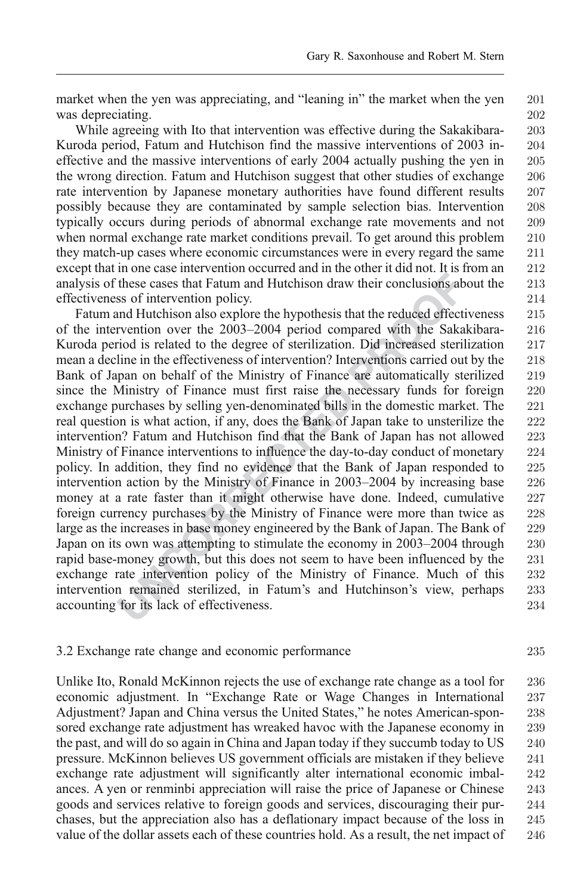market when the yen was appreciating, and "leaning in" the market when the yen was depreciating.

While agreeing with Ito that intervention was effective during the Sakakibara-Kuroda period, Fatum and Hutchison find the massive interventions of 2003 ineffective and the massive interventions of early 2004 actually pushing the yen in the wrong direction. Fatum and Hutchison suggest that other studies of exchange rate intervention by Japanese monetary authorities have found different results possibly because they are contaminated by sample selection bias. Intervention typically occurs during periods of abnormal exchange rate movements and not when normal exchange rate market conditions prevail. To get around this problem they match-up cases where economic circumstances were in every regard the same except that in one case intervention occurred and in the other it did not. It is from an analysis of these cases that Fatum and Hutchison draw their conclusions about the effectiveness of intervention policy.

Fatum and Hutchison also explore the hypothesis that the reduced effectiveness of the intervention over the 2003–2004 period compared with the Sakakibara-Kuroda period is related to the degree of sterilization. Did increased sterilization mean a decline in the effectiveness of intervention? Interventions carried out by the Bank of Japan on behalf of the Ministry of Finance are automatically sterilized since the Ministry of Finance must first raise the necessary funds for foreign exchange purchases by selling yen-denominated bills in the domestic market. The real question is what action, if any, does the Bank of Japan take to unsterilize the intervention? Fatum and Hutchison find that the Bank of Japan has not allowed Ministry of Finance interventions to influence the day-to-day conduct of monetary policy. In addition, they find no evidence that the Bank of Japan responded to intervention action by the Ministry of Finance in 2003–2004 by increasing base money at a rate faster than it might otherwise have done. Indeed, cumulative foreign currency purchases by the Ministry of Finance were more than twice as large as the increases in base money engineered by the Bank of Japan. The Bank of Japan on its own was attempting to stimulate the economy in 2003–2004 through rapid base-money growth, but this does not seem to have been influenced by the exchange rate intervention policy of the Ministry of Finance. Much of this intervention remained sterilized, in Fatum's and Hutchinson's view, perhaps accounting for its lack of effectiveness.

### 3.2 Exchange rate change and economic performance

Unlike Ito, Ronald McKinnon rejects the use of exchange rate change as a tool for economic adjustment. In "Exchange Rate or Wage Changes in International Adjustment? Japan and China versus the United States," he notes American-sponsored exchange rate adjustment has wreaked havoc with the Japanese economy in the past, and will do so again in China and Japan today if they succumb today to US pressure. McKinnon believes US government officials are mistaken if they believe exchange rate adjustment will significantly alter international economic imbalances. A yen or renminbi appreciation will raise the price of Japanese or Chinese goods and services relative to foreign goods and services, discouraging their purchases, but the appreciation also has a deflationary impact because of the loss in value of the dollar assets each of these countries hold. As a result, the net impact of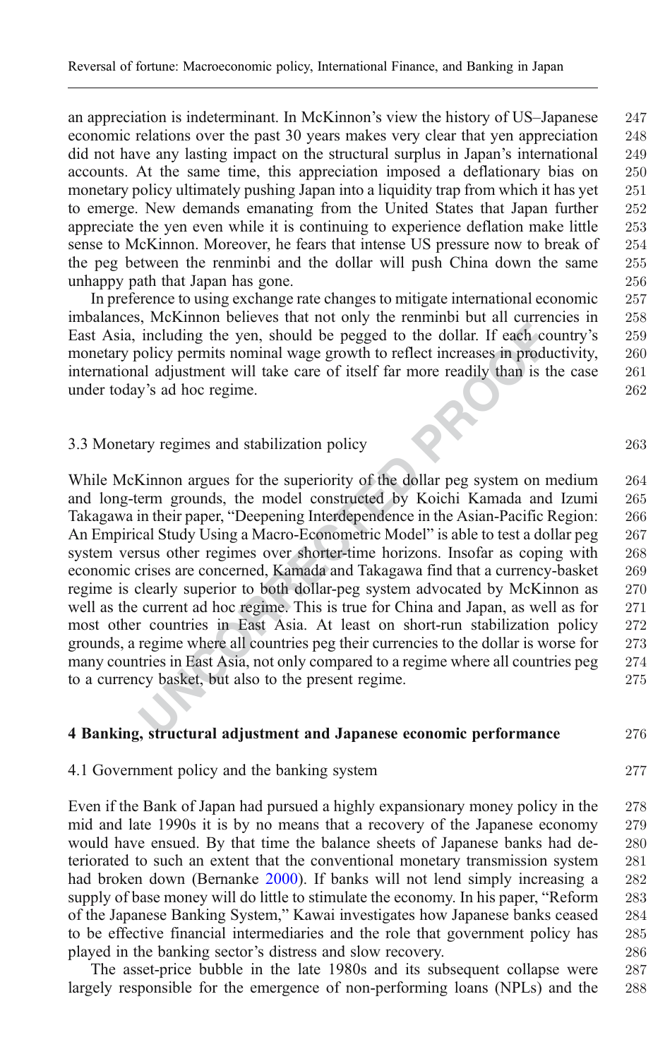an appreciation is indeterminant. In McKinnon's view the history of US–Japanese economic relations over the past 30 years makes very clear that yen appreciation did not have any lasting impact on the structural surplus in Japan's international accounts. At the same time, this appreciation imposed a deflationary bias on monetary policy ultimately pushing Japan into a liquidity trap from which it has yet to emerge. New demands emanating from the United States that Japan further appreciate the yen even while it is continuing to experience deflation make little sense to McKinnon. Moreover, he fears that intense US pressure now to break of the peg between the renminbi and the dollar will push China down the same unhappy path that Japan has gone.

In preference to using exchange rate changes to mitigate international economic imbalances, McKinnon believes that not only the renminbi but all currencies in East Asia, including the yen, should be pegged to the dollar. If each country's monetary policy permits nominal wage growth to reflect increases in productivity, international adjustment will take care of itself far more readily than is the case under today's ad hoc regime.

### 3.3 Monetary regimes and stabilization policy

While McKinnon argues for the superiority of the dollar peg system on medium and long-term grounds, the model constructed by Koichi Kamada and Izumi Takagawa in their paper, "Deepening Interdependence in the Asian-Pacific Region: An Empirical Study Using a Macro-Econometric Model" is able to test a dollar peg system versus other regimes over shorter-time horizons. Insofar as coping with economic crises are concerned, Kamada and Takagawa find that a currency-basket regime is clearly superior to both dollar-peg system advocated by McKinnon as well as the current ad hoc regime. This is true for China and Japan, as well as for most other countries in East Asia. At least on short-run stabilization policy grounds, a regime where all countries peg their currencies to the dollar is worse for many countries in East Asia, not only compared to a regime where all countries peg to a currency basket, but also to the present regime.

## 4 Banking, structural adjustment and Japanese economic performance

### 4.1 Government policy and the banking system

Even if the Bank of Japan had pursued a highly expansionary money policy in the mid and late 1990s it is by no means that a recovery of the Japanese economy would have ensued. By that time the balance sheets of Japanese banks had deteriorated to such an extent that the conventional monetary transmission system had broken down (Bernanke 2000). If banks will not lend simply increasing a supply of base money will do little to stimulate the economy. In his paper, "Reform of the Japanese Banking System," Kawai investigates how Japanese banks ceased to be effective financial intermediaries and the role that government policy has played in the banking sector's distress and slow recovery.

The asset-price bubble in the late 1980s and its subsequent collapse were largely responsible for the emergence of non-performing loans (NPLs) and the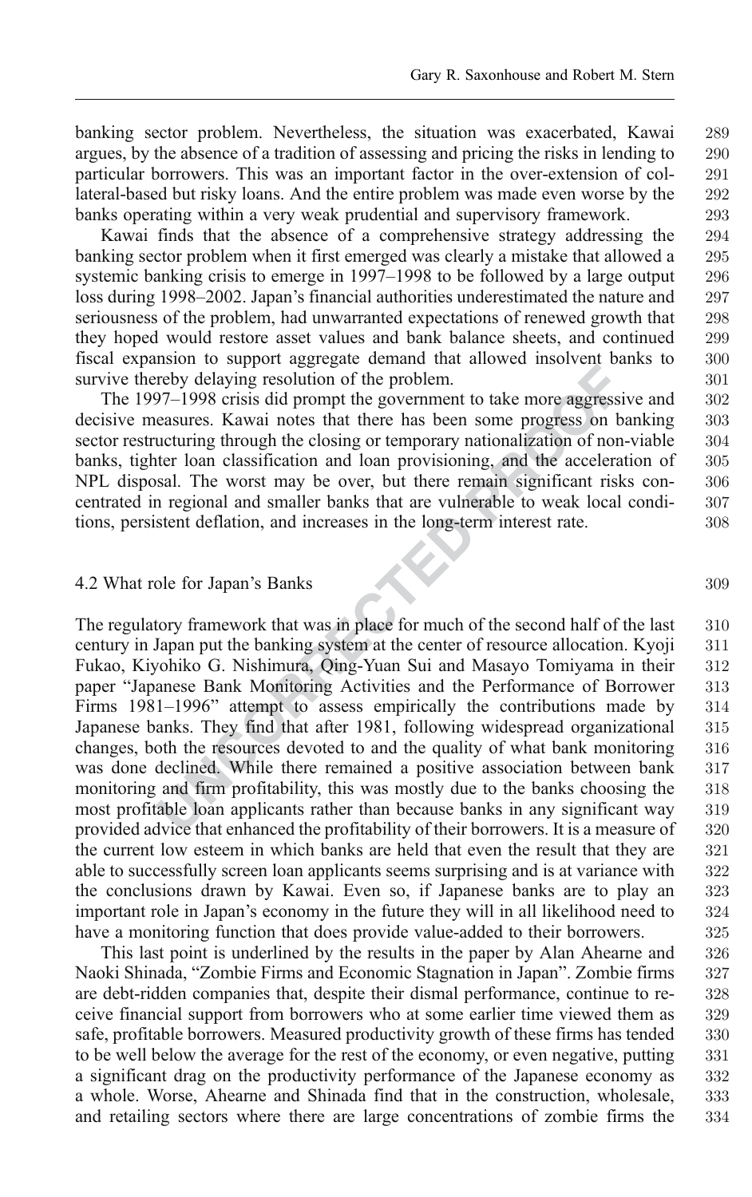banking sector problem. Nevertheless, the situation was exacerbated, Kawai argues, by the absence of a tradition of assessing and pricing the risks in lending to particular borrowers. This was an important factor in the over-extension of collateral-based but risky loans. And the entire problem was made even worse by the banks operating within a very weak prudential and supervisory framework.

Kawai finds that the absence of a comprehensive strategy addressing the banking sector problem when it first emerged was clearly a mistake that allowed a systemic banking crisis to emerge in 1997–1998 to be followed by a large output loss during 1998–2002. Japan's financial authorities underestimated the nature and seriousness of the problem, had unwarranted expectations of renewed growth that they hoped would restore asset values and bank balance sheets, and continued fiscal expansion to support aggregate demand that allowed insolvent banks to survive thereby delaying resolution of the problem.

The 1997–1998 crisis did prompt the government to take more aggressive and decisive measures. Kawai notes that there has been some progress on banking sector restructuring through the closing or temporary nationalization of non-viable banks, tighter loan classification and loan provisioning, and the acceleration of NPL disposal. The worst may be over, but there remain significant risks concentrated in regional and smaller banks that are vulnerable to weak local conditions, persistent deflation, and increases in the long-term interest rate.

## 4.2 What role for Japan's Banks

The regulatory framework that was in place for much of the second half of the last century in Japan put the banking system at the center of resource allocation. Kyoji Fukao, Kiyohiko G. Nishimura, Qing-Yuan Sui and Masayo Tomiyama in their paper "Japanese Bank Monitoring Activities and the Performance of Borrower Firms 1981–1996" attempt to assess empirically the contributions made by Japanese banks. They find that after 1981, following widespread organizational changes, both the resources devoted to and the quality of what bank monitoring was done declined. While there remained a positive association between bank monitoring and firm profitability, this was mostly due to the banks choosing the most profitable loan applicants rather than because banks in any significant way provided advice that enhanced the profitability of their borrowers. It is a measure of the current low esteem in which banks are held that even the result that they are able to successfully screen loan applicants seems surprising and is at variance with the conclusions drawn by Kawai. Even so, if Japanese banks are to play an important role in Japan's economy in the future they will in all likelihood need to have a monitoring function that does provide value-added to their borrowers.

This last point is underlined by the results in the paper by Alan Ahearne and Naoki Shinada, "Zombie Firms and Economic Stagnation in Japan". Zombie firms are debt-ridden companies that, despite their dismal performance, continue to receive financial support from borrowers who at some earlier time viewed them as safe, profitable borrowers. Measured productivity growth of these firms has tended to be well below the average for the rest of the economy, or even negative, putting a significant drag on the productivity performance of the Japanese economy as a whole. Worse, Ahearne and Shinada find that in the construction, wholesale, and retailing sectors where there are large concentrations of zombie firms the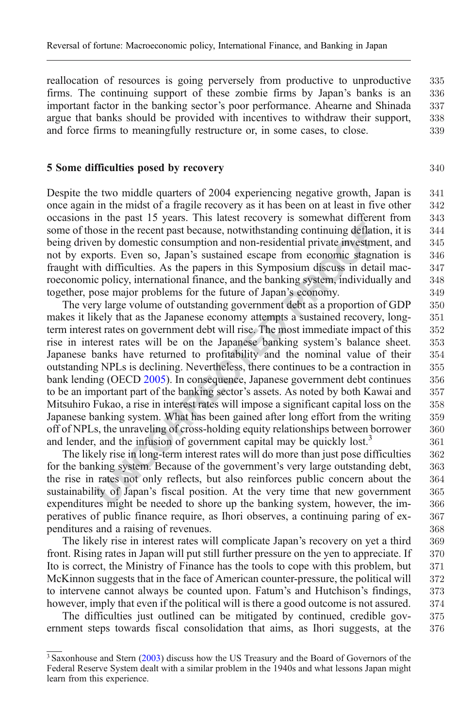reallocation of resources is going perversely from productive to unproductive firms. The continuing support of these zombie firms by Japan's banks is an important factor in the banking sector's poor performance. Ahearne and Shinada argue that banks should be provided with incentives to withdraw their support, and force firms to meaningfully restructure or, in some cases, to close.

## 5 Some difficulties posed by recovery

Despite the two middle quarters of 2004 experiencing negative growth, Japan is once again in the midst of a fragile recovery as it has been on at least in five other occasions in the past 15 years. This latest recovery is somewhat different from some of those in the recent past because, notwithstanding continuing deflation, it is being driven by domestic consumption and non-residential private investment, and not by exports. Even so, Japan's sustained escape from economic stagnation is fraught with difficulties. As the papers in this Symposium discuss in detail macroeconomic policy, international finance, and the banking system, individually and together, pose major problems for the future of Japan's economy.

The very large volume of outstanding government debt as a proportion of GDP makes it likely that as the Japanese economy attempts a sustained recovery, long-term interest rates on government debt will rise. The most immediate impact of this rise in interest rates will be on the Japanese banking system's balance sheet. Japanese banks have returned to profitability and the nominal value of their outstanding NPLs is declining. Nevertheless, there continues to be a contraction in bank lending (OECD 2005). In consequence, Japanese government debt continues to be an important part of the banking sector's assets. As noted by both Kawai and Mitsuhiro Fukao, a rise in interest rates will impose a significant capital loss on the Japanese banking system. What has been gained after long effort from the writing off of NPLs, the unraveling of cross-holding equity relationships between borrower and lender, and the infusion of government capital may be quickly lost.[3]

The likely rise in long-term interest rates will do more than just pose difficulties for the banking system. Because of the government's very large outstanding debt, the rise in rates not only reflects, but also reinforces public concern about the sustainability of Japan's fiscal position. At the very time that new government expenditures might be needed to shore up the banking system, however, the imperatives of public finance require, as Ihori observes, a continuing paring of expenditures and a raising of revenues.

The likely rise in interest rates will complicate Japan's recovery on yet a third front. Rising rates in Japan will put still further pressure on the yen to appreciate. If Ito is correct, the Ministry of Finance has the tools to cope with this problem, but McKinnon suggests that in the face of American counter-pressure, the political will to intervene cannot always be counted upon. Fatum's and Hutchison's findings, however, imply that even if the political will is there a good outcome is not assured.

The difficulties just outlined can be mitigated by continued, credible government steps towards fiscal consolidation that aims, as Ihori suggests, at the

[3] Saxonhouse and Stern (2003) discuss how the US Treasury and the Board of Governors of the Federal Reserve System dealt with a similar problem in the 1940s and what lessons Japan might learn from this experience.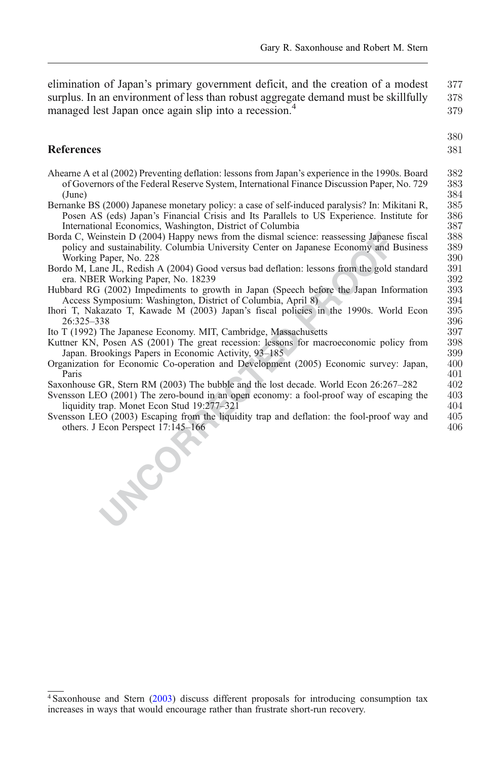elimination of Japan's primary government deficit, and the creation of a modest surplus. In an environment of less than robust aggregate demand must be skillfully managed lest Japan once again slip into a recession.[4]

## References

Ahearne A et al (2002) Preventing deflation: lessons from Japan's experience in the 1990s. Board of Governors of the Federal Reserve System, International Finance Discussion Paper, No. 729 (June)

Bernanke BS (2000) Japanese monetary policy: a case of self-induced paralysis? In: Mikitani R, Posen AS (eds) Japan's Financial Crisis and Its Parallels to US Experience. Institute for International Economics, Washington, District of Columbia

Borda C, Weinstein D (2004) Happy news from the dismal science: reassessing Japanese fiscal policy and sustainability. Columbia University Center on Japanese Economy and Business Working Paper, No. 228

Bordo M, Lane JL, Redish A (2004) Good versus bad deflation: lessons from the gold standard era. NBER Working Paper, No. 18239

Hubbard RG (2002) Impediments to growth in Japan (Speech before the Japan Information Access Symposium: Washington, District of Columbia, April 8)

Ihori T, Nakazato T, Kawade M (2003) Japan's fiscal policies in the 1990s. World Econ 26:325–338

Ito T (1992) The Japanese Economy. MIT, Cambridge, Massachusetts

Kuttner KN, Posen AS (2001) The great recession: lessons for macroeconomic policy from Japan. Brookings Papers in Economic Activity, 93–185

Organization for Economic Co-operation and Development (2005) Economic survey: Japan, Paris

Saxonhouse GR, Stern RM (2003) The bubble and the lost decade. World Econ 26:267–282

Svensson LEO (2001) The zero-bound in an open economy: a fool-proof way of escaping the liquidity trap. Monet Econ Stud 19:277–321

Svensson LEO (2003) Escaping from the liquidity trap and deflation: the fool-proof way and others. J Econ Perspect 17:145–166

[4] Saxonhouse and Stern (2003) discuss different proposals for introducing consumption tax increases in ways that would encourage rather than frustrate short-run recovery.